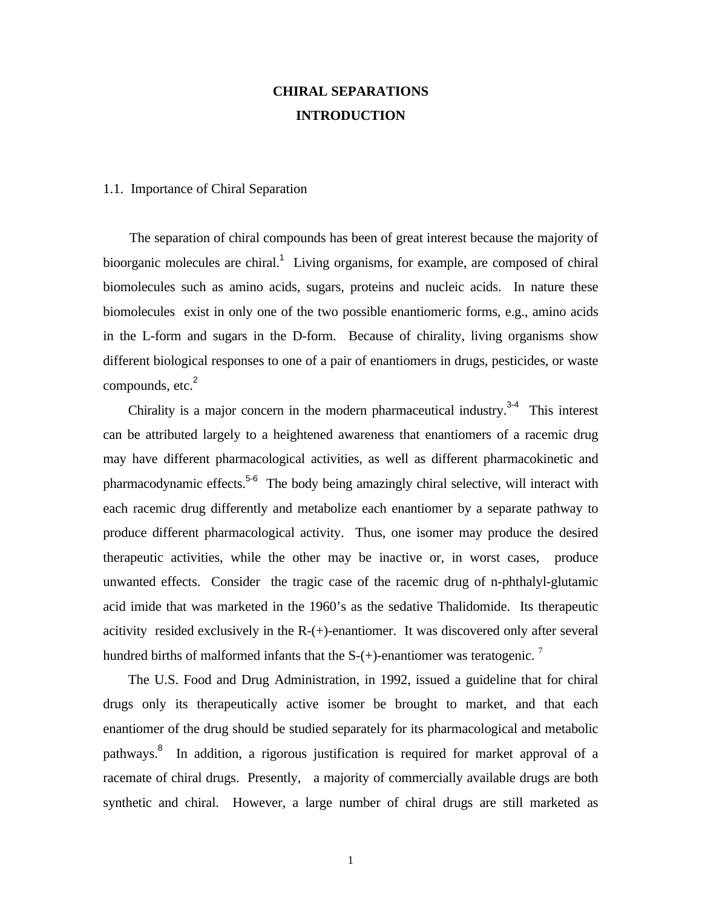# CHIRAL SEPARATIONS

# INTRODUCTION

## 1.1. Importance of Chiral Separation

The separation of chiral compounds has been of great interest because the majority of bioorganic molecules are chiral.[1] Living organisms, for example, are composed of chiral biomolecules such as amino acids, sugars, proteins and nucleic acids. In nature these biomolecules exist in only one of the two possible enantiomeric forms, e.g., amino acids in the L-form and sugars in the D-form. Because of chirality, living organisms show different biological responses to one of a pair of enantiomers in drugs, pesticides, or waste compounds, etc.[2]

Chirality is a major concern in the modern pharmaceutical industry.[3-4] This interest can be attributed largely to a heightened awareness that enantiomers of a racemic drug may have different pharmacological activities, as well as different pharmacokinetic and pharmacodynamic effects.[5-6] The body being amazingly chiral selective, will interact with each racemic drug differently and metabolize each enantiomer by a separate pathway to produce different pharmacological activity. Thus, one isomer may produce the desired therapeutic activities, while the other may be inactive or, in worst cases, produce unwanted effects. Consider the tragic case of the racemic drug of n-phthalyl-glutamic acid imide that was marketed in the 1960's as the sedative Thalidomide. Its therapeutic acitivity resided exclusively in the R-(+)-enantiomer. It was discovered only after several hundred births of malformed infants that the S-(+)-enantiomer was teratogenic.[7]

The U.S. Food and Drug Administration, in 1992, issued a guideline that for chiral drugs only its therapeutically active isomer be brought to market, and that each enantiomer of the drug should be studied separately for its pharmacological and metabolic pathways.[8] In addition, a rigorous justification is required for market approval of a racemate of chiral drugs. Presently, a majority of commercially available drugs are both synthetic and chiral. However, a large number of chiral drugs are still marketed as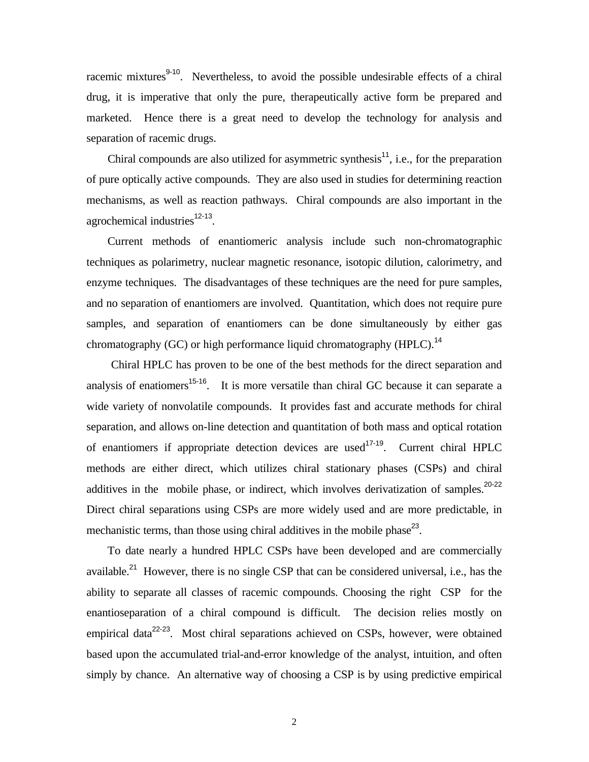racemic mixtures[9-10]. Nevertheless, to avoid the possible undesirable effects of a chiral drug, it is imperative that only the pure, therapeutically active form be prepared and marketed. Hence there is a great need to develop the technology for analysis and separation of racemic drugs.

Chiral compounds are also utilized for asymmetric synthesis[11], i.e., for the preparation of pure optically active compounds. They are also used in studies for determining reaction mechanisms, as well as reaction pathways. Chiral compounds are also important in the agrochemical industries[12-13].

Current methods of enantiomeric analysis include such non-chromatographic techniques as polarimetry, nuclear magnetic resonance, isotopic dilution, calorimetry, and enzyme techniques. The disadvantages of these techniques are the need for pure samples, and no separation of enantiomers are involved. Quantitation, which does not require pure samples, and separation of enantiomers can be done simultaneously by either gas chromatography (GC) or high performance liquid chromatography (HPLC).[14]

Chiral HPLC has proven to be one of the best methods for the direct separation and analysis of enatiomers[15-16]. It is more versatile than chiral GC because it can separate a wide variety of nonvolatile compounds. It provides fast and accurate methods for chiral separation, and allows on-line detection and quantitation of both mass and optical rotation of enantiomers if appropriate detection devices are used[17-19]. Current chiral HPLC methods are either direct, which utilizes chiral stationary phases (CSPs) and chiral additives in the mobile phase, or indirect, which involves derivatization of samples.[20-22] Direct chiral separations using CSPs are more widely used and are more predictable, in mechanistic terms, than those using chiral additives in the mobile phase[23].

To date nearly a hundred HPLC CSPs have been developed and are commercially available.[21] However, there is no single CSP that can be considered universal, i.e., has the ability to separate all classes of racemic compounds. Choosing the right CSP for the enantioseparation of a chiral compound is difficult. The decision relies mostly on empirical data[22-23]. Most chiral separations achieved on CSPs, however, were obtained based upon the accumulated trial-and-error knowledge of the analyst, intuition, and often simply by chance. An alternative way of choosing a CSP is by using predictive empirical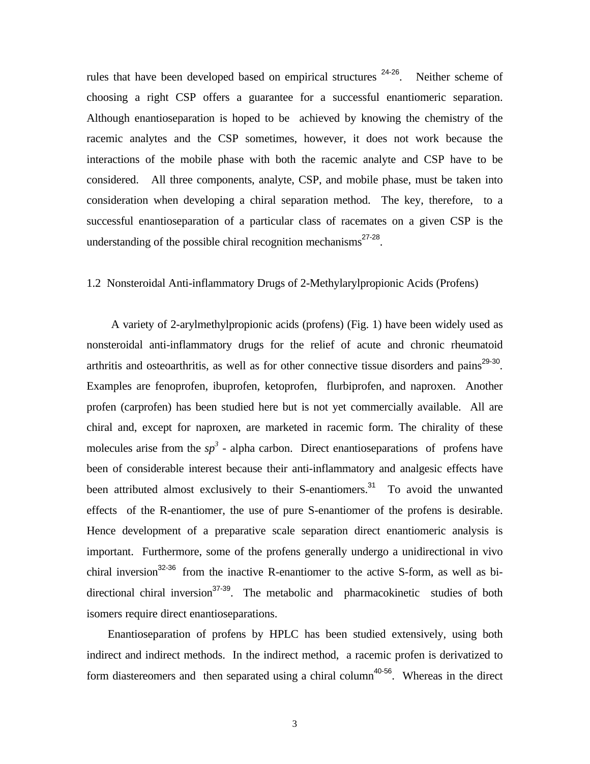rules that have been developed based on empirical structures [24-26]. Neither scheme of choosing a right CSP offers a guarantee for a successful enantiomeric separation. Although enantioseparation is hoped to be achieved by knowing the chemistry of the racemic analytes and the CSP sometimes, however, it does not work because the interactions of the mobile phase with both the racemic analyte and CSP have to be considered. All three components, analyte, CSP, and mobile phase, must be taken into consideration when developing a chiral separation method. The key, therefore, to a successful enantioseparation of a particular class of racemates on a given CSP is the understanding of the possible chiral recognition mechanisms[27-28].

## 1.2 Nonsteroidal Anti-inflammatory Drugs of 2-Methylarylpropionic Acids (Profens)

A variety of 2-arylmethylpropionic acids (profens) (Fig. 1) have been widely used as nonsteroidal anti-inflammatory drugs for the relief of acute and chronic rheumatoid arthritis and osteoarthritis, as well as for other connective tissue disorders and pains[29-30]. Examples are fenoprofen, ibuprofen, ketoprofen, flurbiprofen, and naproxen. Another profen (carprofen) has been studied here but is not yet commercially available. All are chiral and, except for naproxen, are marketed in racemic form. The chirality of these molecules arise from the $sp^3$ - alpha carbon. Direct enantioseparations of profens have been of considerable interest because their anti-inflammatory and analgesic effects have been attributed almost exclusively to their S-enantiomers.[31] To avoid the unwanted effects of the R-enantiomer, the use of pure S-enantiomer of the profens is desirable. Hence development of a preparative scale separation direct enantiomeric analysis is important. Furthermore, some of the profens generally undergo a unidirectional in vivo chiral inversion[32-36] from the inactive R-enantiomer to the active S-form, as well as bi-directional chiral inversion[37-39]. The metabolic and pharmacokinetic studies of both isomers require direct enantioseparations.

Enantioseparation of profens by HPLC has been studied extensively, using both indirect and indirect methods. In the indirect method, a racemic profen is derivatized to form diastereomers and then separated using a chiral column[40-56]. Whereas in the direct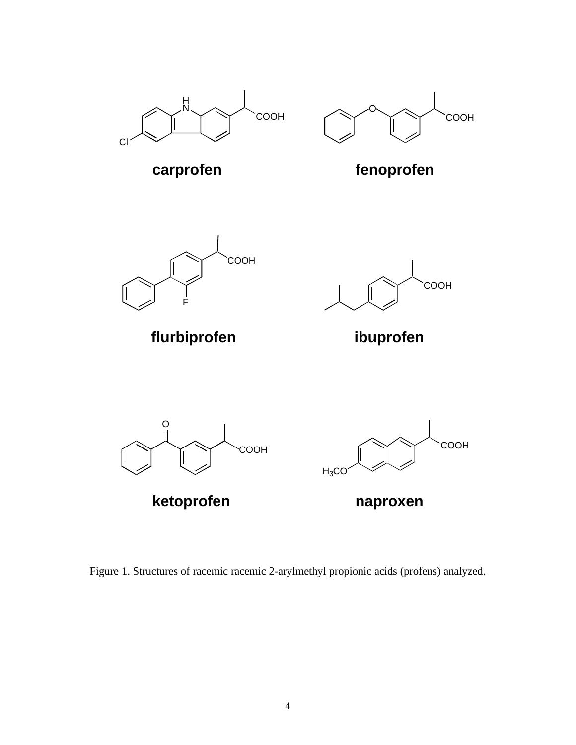carprofen

fenoprofen

flurbiprofen

ibuprofen

ketoprofen

naproxen

Figure 1. Structures of racemic racemic 2-arylmethyl propionic acids (profens) analyzed.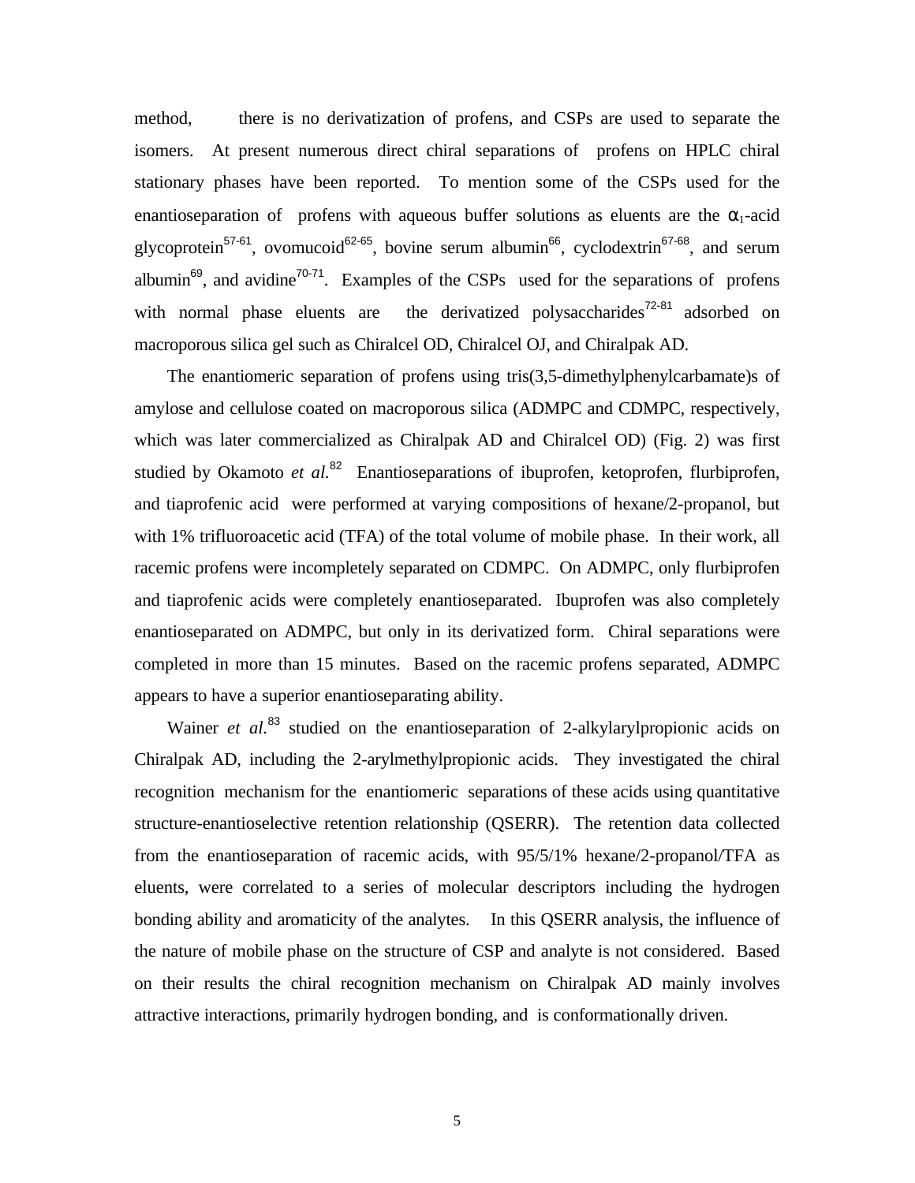method, there is no derivatization of profens, and CSPs are used to separate the isomers. At present numerous direct chiral separations of profens on HPLC chiral stationary phases have been reported. To mention some of the CSPs used for the enantioseparation of profens with aqueous buffer solutions as eluents are the $\alpha_1$-acid glycoprotein[57-61], ovomucoid[62-65], bovine serum albumin[66], cyclodextrin[67-68], and serum albumin[69], and avidine[70-71]. Examples of the CSPs used for the separations of profens with normal phase eluents are the derivatized polysaccharides[72-81] adsorbed on macroporous silica gel such as Chiralcel OD, Chiralcel OJ, and Chiralpak AD.

The enantiomeric separation of profens using tris(3,5-dimethylphenylcarbamate)s of amylose and cellulose coated on macroporous silica (ADMPC and CDMPC, respectively, which was later commercialized as Chiralpak AD and Chiralcel OD) (Fig. 2) was first studied by Okamoto *et al.*[82] Enantioseparations of ibuprofen, ketoprofen, flurbiprofen, and tiaprofenic acid were performed at varying compositions of hexane/2-propanol, but with 1% trifluoroacetic acid (TFA) of the total volume of mobile phase. In their work, all racemic profens were incompletely separated on CDMPC. On ADMPC, only flurbiprofen and tiaprofenic acids were completely enantioseparated. Ibuprofen was also completely enantioseparated on ADMPC, but only in its derivatized form. Chiral separations were completed in more than 15 minutes. Based on the racemic profens separated, ADMPC appears to have a superior enantioseparating ability.

Wainer *et al.*[83] studied on the enantioseparation of 2-alkylarylpropionic acids on Chiralpak AD, including the 2-arylmethylpropionic acids. They investigated the chiral recognition mechanism for the enantiomeric separations of these acids using quantitative structure-enantioselective retention relationship (QSERR). The retention data collected from the enantioseparation of racemic acids, with 95/5/1% hexane/2-propanol/TFA as eluents, were correlated to a series of molecular descriptors including the hydrogen bonding ability and aromaticity of the analytes. In this QSERR analysis, the influence of the nature of mobile phase on the structure of CSP and analyte is not considered. Based on their results the chiral recognition mechanism on Chiralpak AD mainly involves attractive interactions, primarily hydrogen bonding, and is conformationally driven.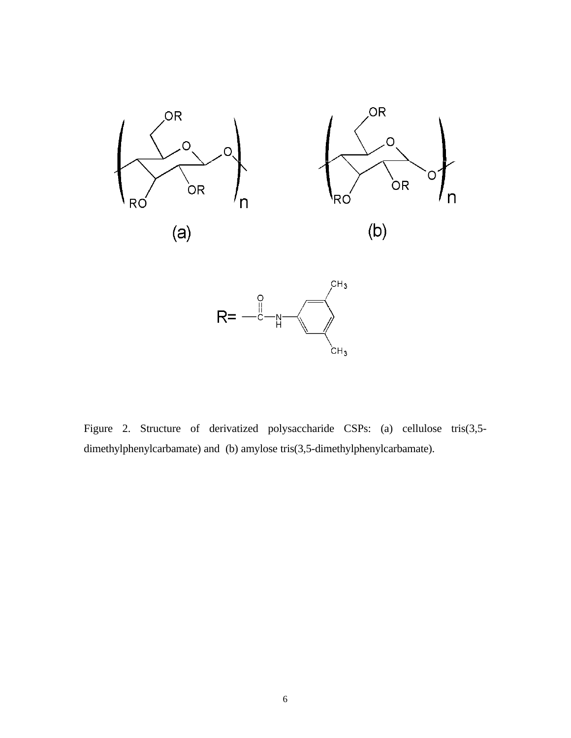Figure 2. Structure of derivatized polysaccharide CSPs: (a) cellulose tris(3,5-dimethylphenylcarbamate) and (b) amylose tris(3,5-dimethylphenylcarbamate).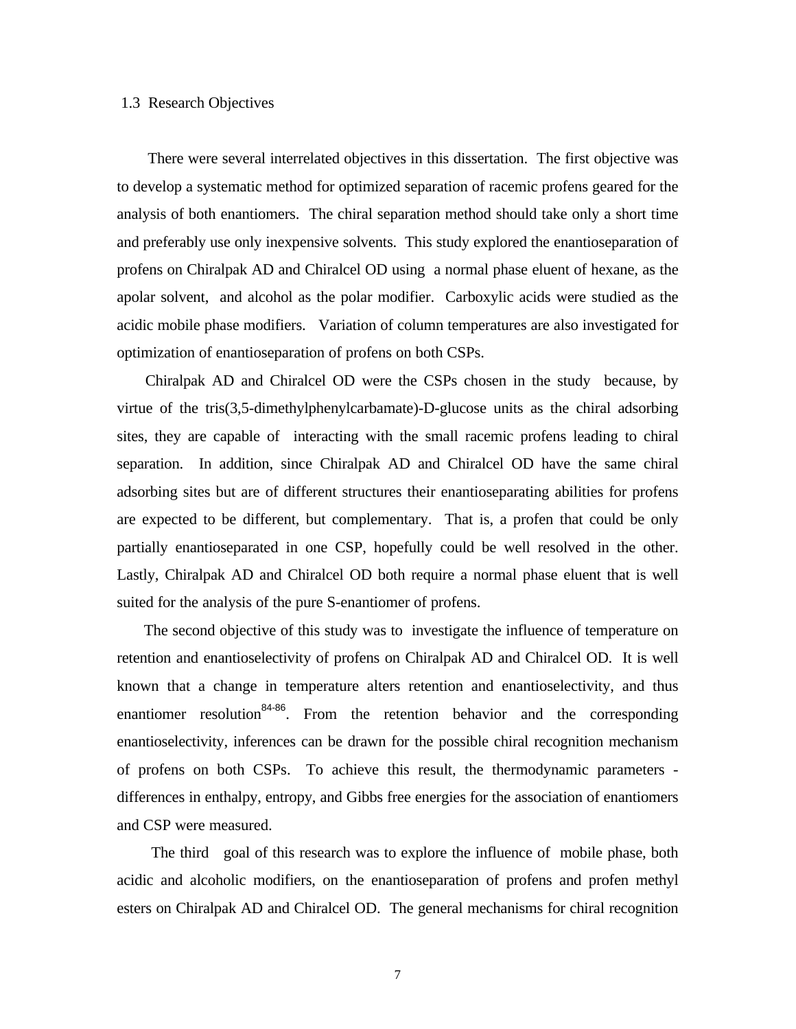## 1.3 Research Objectives

There were several interrelated objectives in this dissertation. The first objective was to develop a systematic method for optimized separation of racemic profens geared for the analysis of both enantiomers. The chiral separation method should take only a short time and preferably use only inexpensive solvents. This study explored the enantioseparation of profens on Chiralpak AD and Chiralcel OD using a normal phase eluent of hexane, as the apolar solvent, and alcohol as the polar modifier. Carboxylic acids were studied as the acidic mobile phase modifiers. Variation of column temperatures are also investigated for optimization of enantioseparation of profens on both CSPs.

Chiralpak AD and Chiralcel OD were the CSPs chosen in the study because, by virtue of the tris(3,5-dimethylphenylcarbamate)-D-glucose units as the chiral adsorbing sites, they are capable of interacting with the small racemic profens leading to chiral separation. In addition, since Chiralpak AD and Chiralcel OD have the same chiral adsorbing sites but are of different structures their enantioseparating abilities for profens are expected to be different, but complementary. That is, a profen that could be only partially enantioseparated in one CSP, hopefully could be well resolved in the other. Lastly, Chiralpak AD and Chiralcel OD both require a normal phase eluent that is well suited for the analysis of the pure S-enantiomer of profens.

The second objective of this study was to investigate the influence of temperature on retention and enantioselectivity of profens on Chiralpak AD and Chiralcel OD. It is well known that a change in temperature alters retention and enantioselectivity, and thus enantiomer resolution[84-86]. From the retention behavior and the corresponding enantioselectivity, inferences can be drawn for the possible chiral recognition mechanism of profens on both CSPs. To achieve this result, the thermodynamic parameters - differences in enthalpy, entropy, and Gibbs free energies for the association of enantiomers and CSP were measured.

The third goal of this research was to explore the influence of mobile phase, both acidic and alcoholic modifiers, on the enantioseparation of profens and profen methyl esters on Chiralpak AD and Chiralcel OD. The general mechanisms for chiral recognition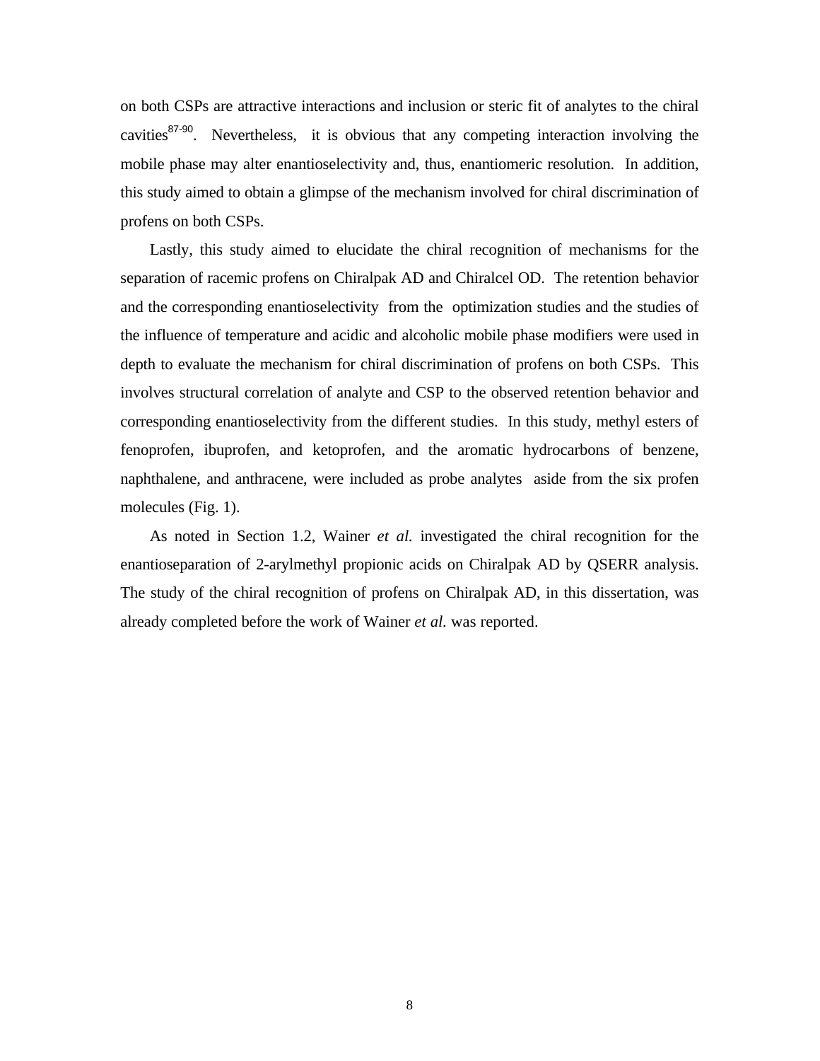on both CSPs are attractive interactions and inclusion or steric fit of analytes to the chiral cavities[87-90]. Nevertheless, it is obvious that any competing interaction involving the mobile phase may alter enantioselectivity and, thus, enantiomeric resolution. In addition, this study aimed to obtain a glimpse of the mechanism involved for chiral discrimination of profens on both CSPs.

Lastly, this study aimed to elucidate the chiral recognition of mechanisms for the separation of racemic profens on Chiralpak AD and Chiralcel OD. The retention behavior and the corresponding enantioselectivity from the optimization studies and the studies of the influence of temperature and acidic and alcoholic mobile phase modifiers were used in depth to evaluate the mechanism for chiral discrimination of profens on both CSPs. This involves structural correlation of analyte and CSP to the observed retention behavior and corresponding enantioselectivity from the different studies. In this study, methyl esters of fenoprofen, ibuprofen, and ketoprofen, and the aromatic hydrocarbons of benzene, naphthalene, and anthracene, were included as probe analytes aside from the six profen molecules (Fig. 1).

As noted in Section 1.2, Wainer *et al.* investigated the chiral recognition for the enantioseparation of 2-arylmethyl propionic acids on Chiralpak AD by QSERR analysis. The study of the chiral recognition of profens on Chiralpak AD, in this dissertation, was already completed before the work of Wainer *et al.* was reported.